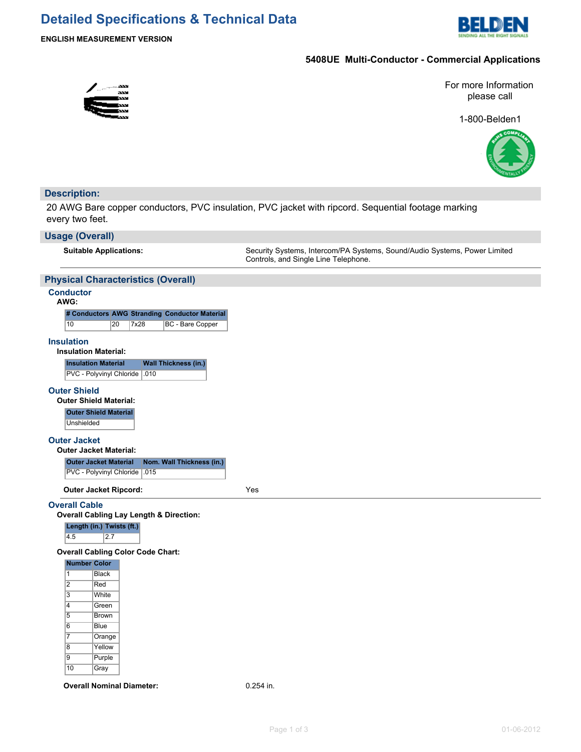# Detailed Specifications & Technical Data

**ENGLISH MEASUREMENT VERSION**

**5408UE Multi-Conductor - Commercial Applications**

For more Information please call

1-800-Belden1

## Description:

20 AWG Bare copper conductors, PVC insulation, PVC jacket with ripcord. Sequential footage marking every two feet.

## Usage (Overall)

**Suitable Applications:** Security Systems, Intercom/PA Systems, Sound/Audio Systems, Power Limited Controls, and Single Line Telephone.

## Physical Characteristics (Overall)

### Conductor

**AWG:**

| # Conductors | AWG | Stranding | Conductor Material |
|---|---|---|---|
| 10 | 20 | 7x28 | BC - Bare Copper |

### Insulation

**Insulation Material:**

| Insulation Material | Wall Thickness (in.) |
|---|---|
| PVC - Polyvinyl Chloride | .010 |

### Outer Shield

**Outer Shield Material:**

| Outer Shield Material |
|---|
| Unshielded |

### Outer Jacket

**Outer Jacket Material:**

| Outer Jacket Material | Nom. Wall Thickness (in.) |
|---|---|
| PVC - Polyvinyl Chloride | .015 |

**Outer Jacket Ripcord:** Yes

### Overall Cable

**Overall Cabling Lay Length & Direction:**

| Length (in.) | Twists (ft.) |
|---|---|
| 4.5 | 2.7 |

**Overall Cabling Color Code Chart:**

| Number | Color |
|---|---|
| 1 | Black |
| 2 | Red |
| 3 | White |
| 4 | Green |
| 5 | Brown |
| 6 | Blue |
| 7 | Orange |
| 8 | Yellow |
| 9 | Purple |
| 10 | Gray |

**Overall Nominal Diameter:** 0.254 in.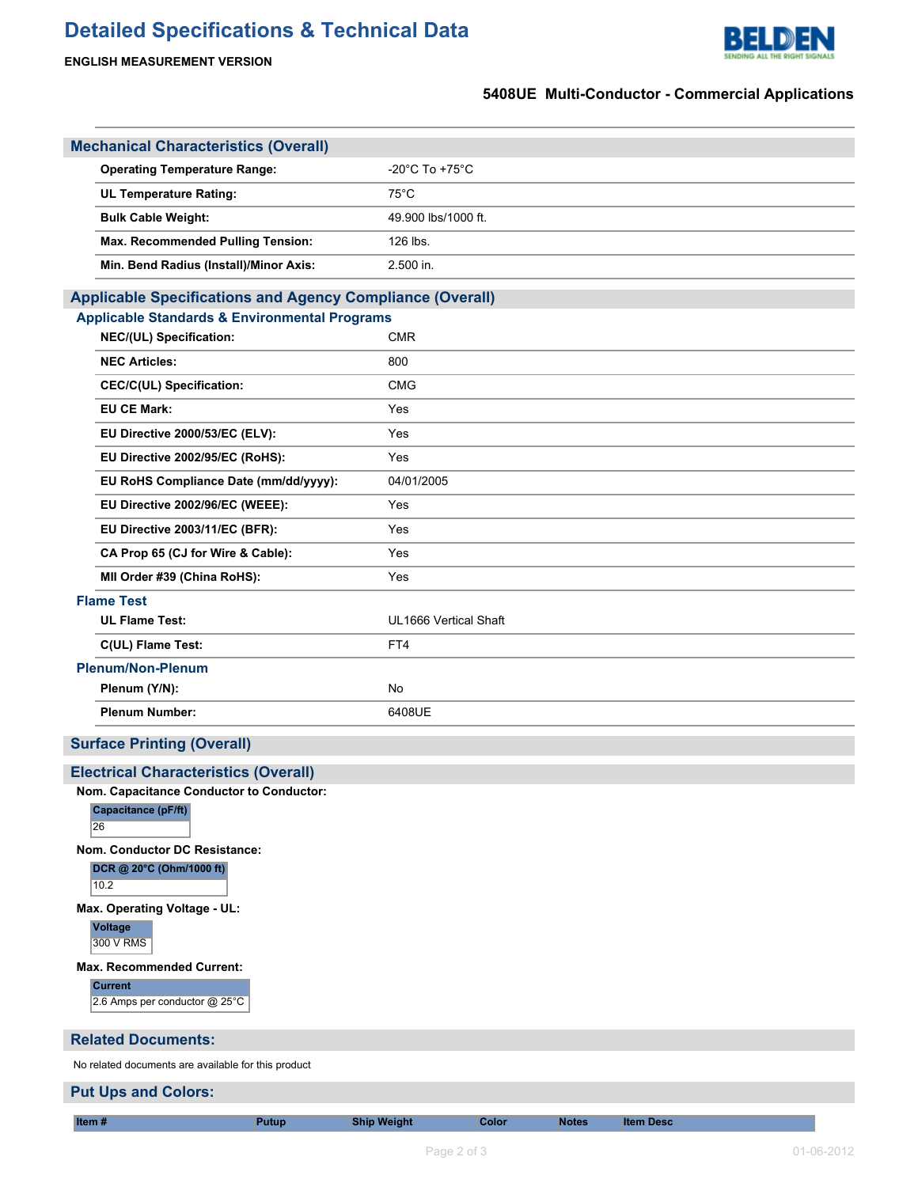# Detailed Specifications & Technical Data

**ENGLISH MEASUREMENT VERSION**

**5408UE Multi-Conductor - Commercial Applications**

## Mechanical Characteristics (Overall)

| | |
|---|---|
| **Operating Temperature Range:** | -20°C To +75°C |
| **UL Temperature Rating:** | 75°C |
| **Bulk Cable Weight:** | 49.900 lbs/1000 ft. |
| **Max. Recommended Pulling Tension:** | 126 lbs. |
| **Min. Bend Radius (Install)/Minor Axis:** | 2.500 in. |

## Applicable Specifications and Agency Compliance (Overall)

### Applicable Standards & Environmental Programs

| | |
|---|---|
| **NEC/(UL) Specification:** | CMR |
| **NEC Articles:** | 800 |
| **CEC/C(UL) Specification:** | CMG |
| **EU CE Mark:** | Yes |
| **EU Directive 2000/53/EC (ELV):** | Yes |
| **EU Directive 2002/95/EC (RoHS):** | Yes |
| **EU RoHS Compliance Date (mm/dd/yyyy):** | 04/01/2005 |
| **EU Directive 2002/96/EC (WEEE):** | Yes |
| **EU Directive 2003/11/EC (BFR):** | Yes |
| **CA Prop 65 (CJ for Wire & Cable):** | Yes |
| **MII Order #39 (China RoHS):** | Yes |

### Flame Test

| | |
|---|---|
| **UL Flame Test:** | UL1666 Vertical Shaft |
| **C(UL) Flame Test:** | FT4 |

### Plenum/Non-Plenum

| | |
|---|---|
| **Plenum (Y/N):** | No |
| **Plenum Number:** | 6408UE |

## Surface Printing (Overall)

## Electrical Characteristics (Overall)

**Nom. Capacitance Conductor to Conductor:**

| Capacitance (pF/ft) |
|---|
| 26 |

**Nom. Conductor DC Resistance:**

| DCR @ 20°C (Ohm/1000 ft) |
|---|
| 10.2 |

**Max. Operating Voltage - UL:**

| Voltage |
|---|
| 300 V RMS |

**Max. Recommended Current:**

| Current |
|---|
| 2.6 Amps per conductor @ 25°C |

## Related Documents:

No related documents are available for this product

## Put Ups and Colors:

| Item # | Putup | Ship Weight | Color | Notes | Item Desc |
|---|---|---|---|---|---|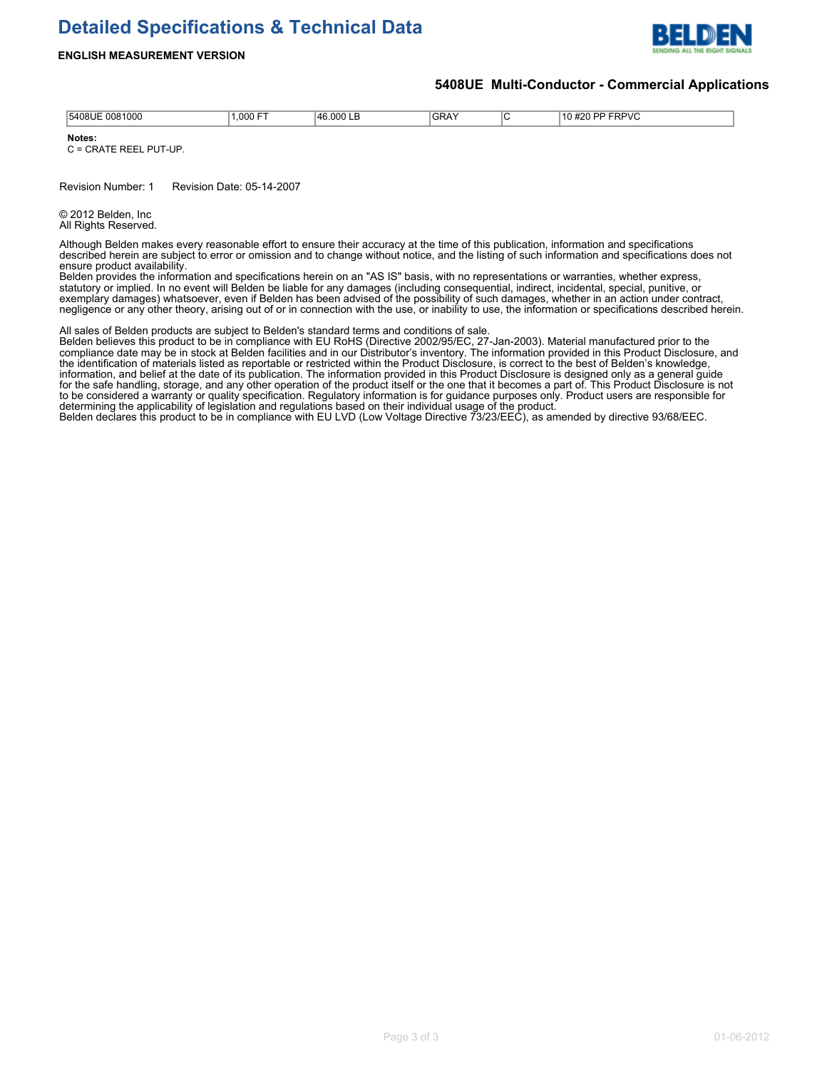# Detailed Specifications & Technical Data

**ENGLISH MEASUREMENT VERSION**

## 5408UE Multi-Conductor - Commercial Applications

| | | | | | |
|---|---|---|---|---|---|
| 5408UE 0081000 | 1,000 FT | 46.000 LB | GRAY | C | 10 #20 PP FRPVC |

**Notes:**
C = CRATE REEL PUT-UP.

Revision Number: 1 Revision Date: 05-14-2007

© 2012 Belden, Inc
All Rights Reserved.

Although Belden makes every reasonable effort to ensure their accuracy at the time of this publication, information and specifications described herein are subject to error or omission and to change without notice, and the listing of such information and specifications does not ensure product availability.
Belden provides the information and specifications herein on an "AS IS" basis, with no representations or warranties, whether express, statutory or implied. In no event will Belden be liable for any damages (including consequential, indirect, incidental, special, punitive, or exemplary damages) whatsoever, even if Belden has been advised of the possibility of such damages, whether in an action under contract, negligence or any other theory, arising out of or in connection with the use, or inability to use, the information or specifications described herein.

All sales of Belden products are subject to Belden's standard terms and conditions of sale.
Belden believes this product to be in compliance with EU RoHS (Directive 2002/95/EC, 27-Jan-2003). Material manufactured prior to the compliance date may be in stock at Belden facilities and in our Distributor's inventory. The information provided in this Product Disclosure, and the identification of materials listed as reportable or restricted within the Product Disclosure, is correct to the best of Belden's knowledge, information, and belief at the date of its publication. The information provided in this Product Disclosure is designed only as a general guide for the safe handling, storage, and any other operation of the product itself or the one that it becomes a part of. This Product Disclosure is not to be considered a warranty or quality specification. Regulatory information is for guidance purposes only. Product users are responsible for determining the applicability of legislation and regulations based on their individual usage of the product.
Belden declares this product to be in compliance with EU LVD (Low Voltage Directive 73/23/EEC), as amended by directive 93/68/EEC.